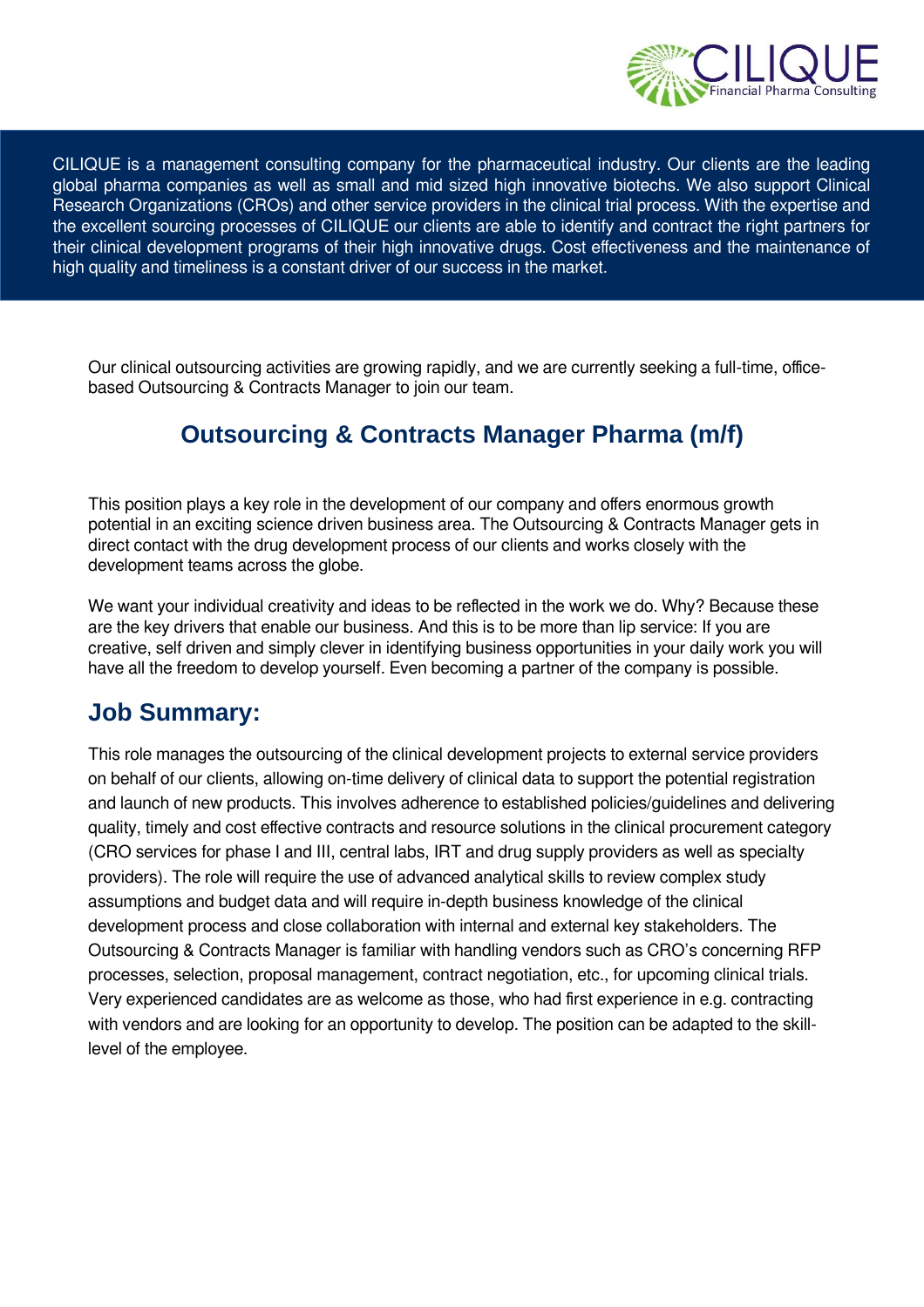CILIQUE
Financial Pharma Consulting

CILIQUE is a management consulting company for the pharmaceutical industry. Our clients are the leading global pharma companies as well as small and mid sized high innovative biotechs. We also support Clinical Research Organizations (CROs) and other service providers in the clinical trial process. With the expertise and the excellent sourcing processes of CILIQUE our clients are able to identify and contract the right partners for their clinical development programs of their high innovative drugs. Cost effectiveness and the maintenance of high quality and timeliness is a constant driver of our success in the market.

Our clinical outsourcing activities are growing rapidly, and we are currently seeking a full-time, office-based Outsourcing & Contracts Manager to join our team.

# Outsourcing & Contracts Manager Pharma (m/f)

This position plays a key role in the development of our company and offers enormous growth potential in an exciting science driven business area. The Outsourcing & Contracts Manager gets in direct contact with the drug development process of our clients and works closely with the development teams across the globe.

We want your individual creativity and ideas to be reflected in the work we do. Why? Because these are the key drivers that enable our business. And this is to be more than lip service: If you are creative, self driven and simply clever in identifying business opportunities in your daily work you will have all the freedom to develop yourself. Even becoming a partner of the company is possible.

## Job Summary:

This role manages the outsourcing of the clinical development projects to external service providers on behalf of our clients, allowing on-time delivery of clinical data to support the potential registration and launch of new products. This involves adherence to established policies/guidelines and delivering quality, timely and cost effective contracts and resource solutions in the clinical procurement category (CRO services for phase I and III, central labs, IRT and drug supply providers as well as specialty providers). The role will require the use of advanced analytical skills to review complex study assumptions and budget data and will require in-depth business knowledge of the clinical development process and close collaboration with internal and external key stakeholders. The Outsourcing & Contracts Manager is familiar with handling vendors such as CRO's concerning RFP processes, selection, proposal management, contract negotiation, etc., for upcoming clinical trials. Very experienced candidates are as welcome as those, who had first experience in e.g. contracting with vendors and are looking for an opportunity to develop. The position can be adapted to the skill-level of the employee.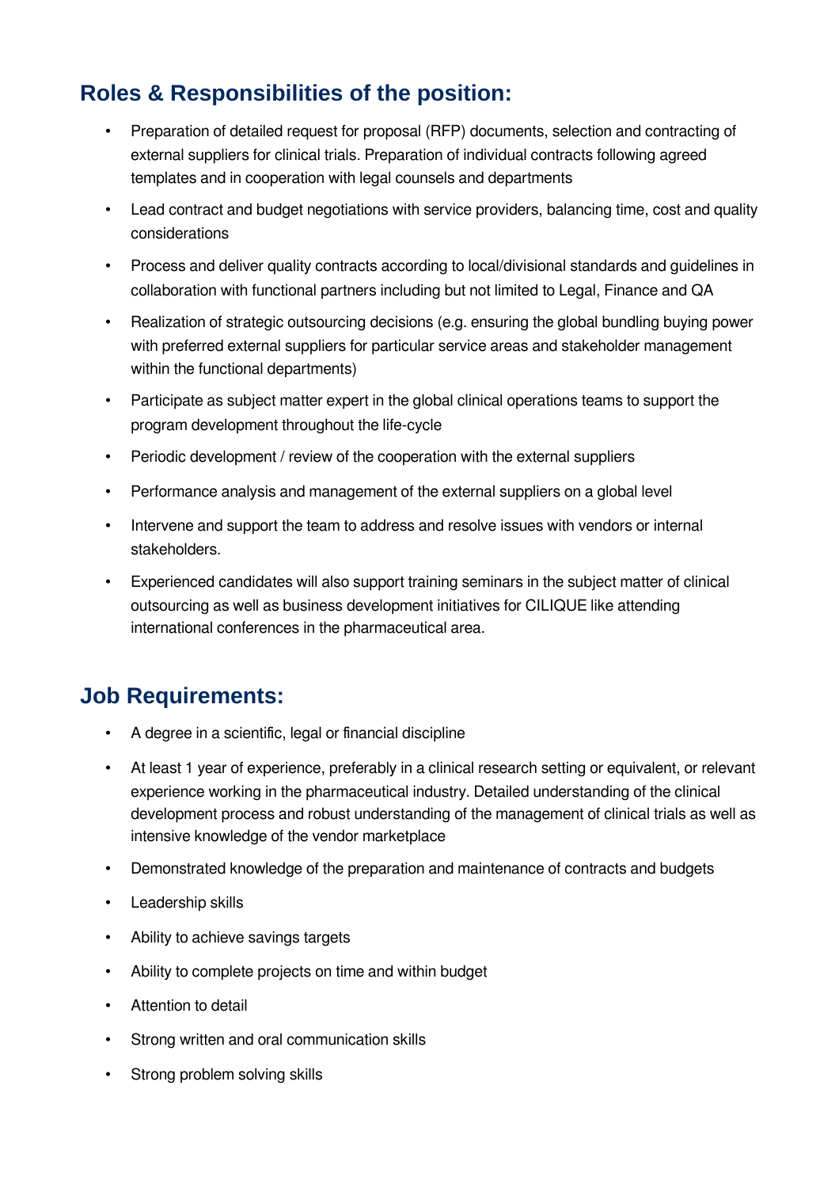## Roles & Responsibilities of the position:

- Preparation of detailed request for proposal (RFP) documents, selection and contracting of external suppliers for clinical trials. Preparation of individual contracts following agreed templates and in cooperation with legal counsels and departments
- Lead contract and budget negotiations with service providers, balancing time, cost and quality considerations
- Process and deliver quality contracts according to local/divisional standards and guidelines in collaboration with functional partners including but not limited to Legal, Finance and QA
- Realization of strategic outsourcing decisions (e.g. ensuring the global bundling buying power with preferred external suppliers for particular service areas and stakeholder management within the functional departments)
- Participate as subject matter expert in the global clinical operations teams to support the program development throughout the life-cycle
- Periodic development / review of the cooperation with the external suppliers
- Performance analysis and management of the external suppliers on a global level
- Intervene and support the team to address and resolve issues with vendors or internal stakeholders.
- Experienced candidates will also support training seminars in the subject matter of clinical outsourcing as well as business development initiatives for CILIQUE like attending international conferences in the pharmaceutical area.

## Job Requirements:

- A degree in a scientific, legal or financial discipline
- At least 1 year of experience, preferably in a clinical research setting or equivalent, or relevant experience working in the pharmaceutical industry. Detailed understanding of the clinical development process and robust understanding of the management of clinical trials as well as intensive knowledge of the vendor marketplace
- Demonstrated knowledge of the preparation and maintenance of contracts and budgets
- Leadership skills
- Ability to achieve savings targets
- Ability to complete projects on time and within budget
- Attention to detail
- Strong written and oral communication skills
- Strong problem solving skills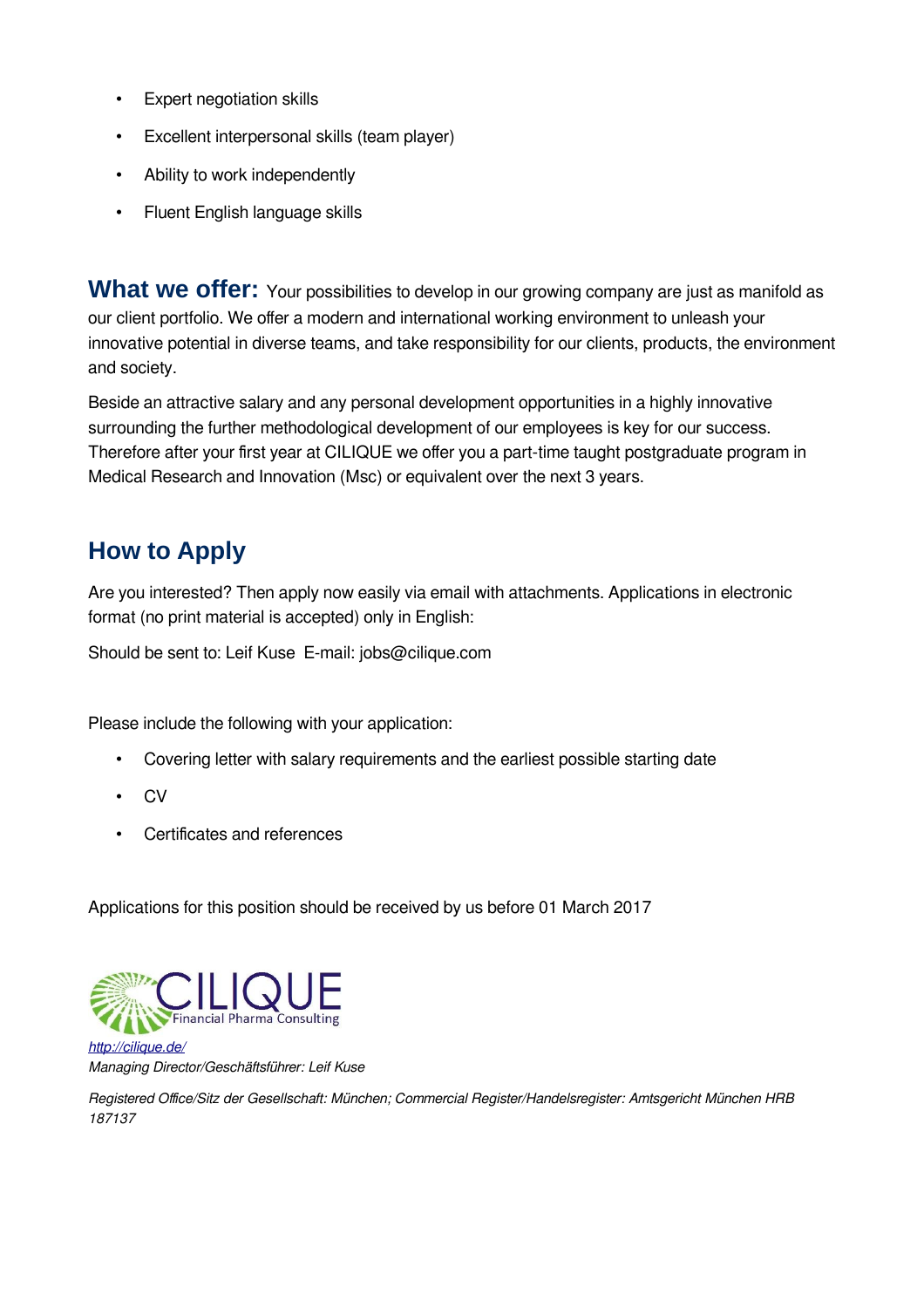- Expert negotiation skills
- Excellent interpersonal skills (team player)
- Ability to work independently
- Fluent English language skills

## What we offer:

Your possibilities to develop in our growing company are just as manifold as our client portfolio. We offer a modern and international working environment to unleash your innovative potential in diverse teams, and take responsibility for our clients, products, the environment and society.

Beside an attractive salary and any personal development opportunities in a highly innovative surrounding the further methodological development of our employees is key for our success. Therefore after your first year at CILIQUE we offer you a part-time taught postgraduate program in Medical Research and Innovation (Msc) or equivalent over the next 3 years.

## How to Apply

Are you interested? Then apply now easily via email with attachments. Applications in electronic format (no print material is accepted) only in English:

Should be sent to: Leif Kuse  E-mail: jobs@cilique.com

Please include the following with your application:

- Covering letter with salary requirements and the earliest possible starting date
- CV
- Certificates and references

Applications for this position should be received by us before 01 March 2017

CILIQUE
Financial Pharma Consulting

*http://cilique.de/*
*Managing Director/Geschäftsführer: Leif Kuse*

*Registered Office/Sitz der Gesellschaft: München; Commercial Register/Handelsregister: Amtsgericht München HRB 187137*